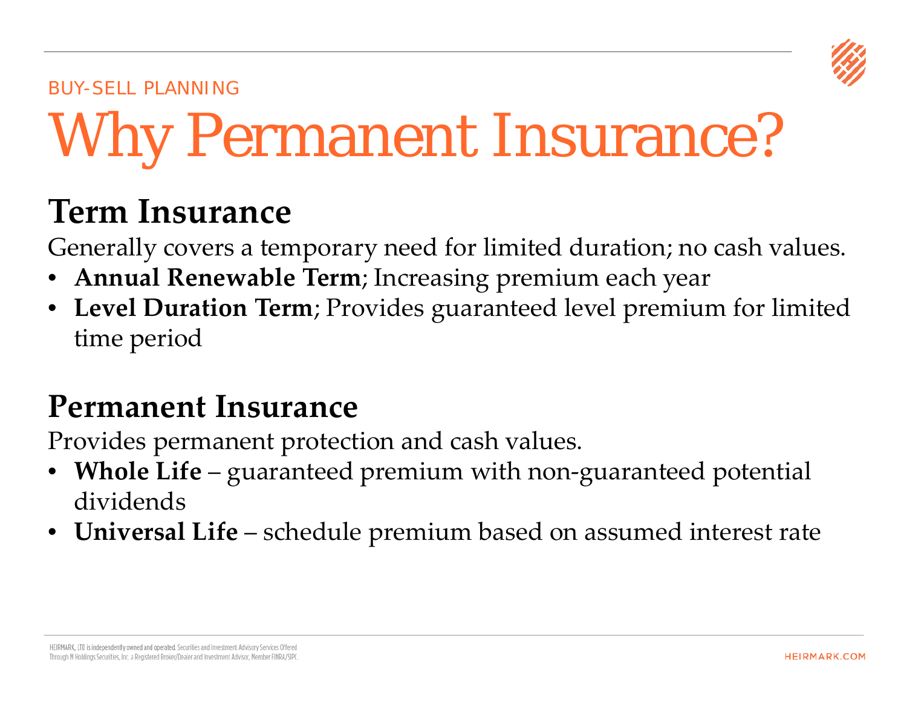BUY-SELL PLANNING

# Why Permanent Insurance?

## Term Insurance

Generally covers a temporary need for limited duration; no cash values.

- **Annual Renewable Term**; Increasing premium each year
- **Level Duration Term**; Provides guaranteed level premium for limited time period

## Permanent Insurance

Provides permanent protection and cash values.

- **Whole Life** – guaranteed premium with non-guaranteed potential dividends
- **Universal Life** – schedule premium based on assumed interest rate

HEIRMARK, LTD is independently owned and operated. Securities and Investment Advisory Services Offered Through M Holdings Securities, Inc. a Registered Broker/Dealer and Investment Advisor, Member FINRA/SIPC.

HEIRMARK.COM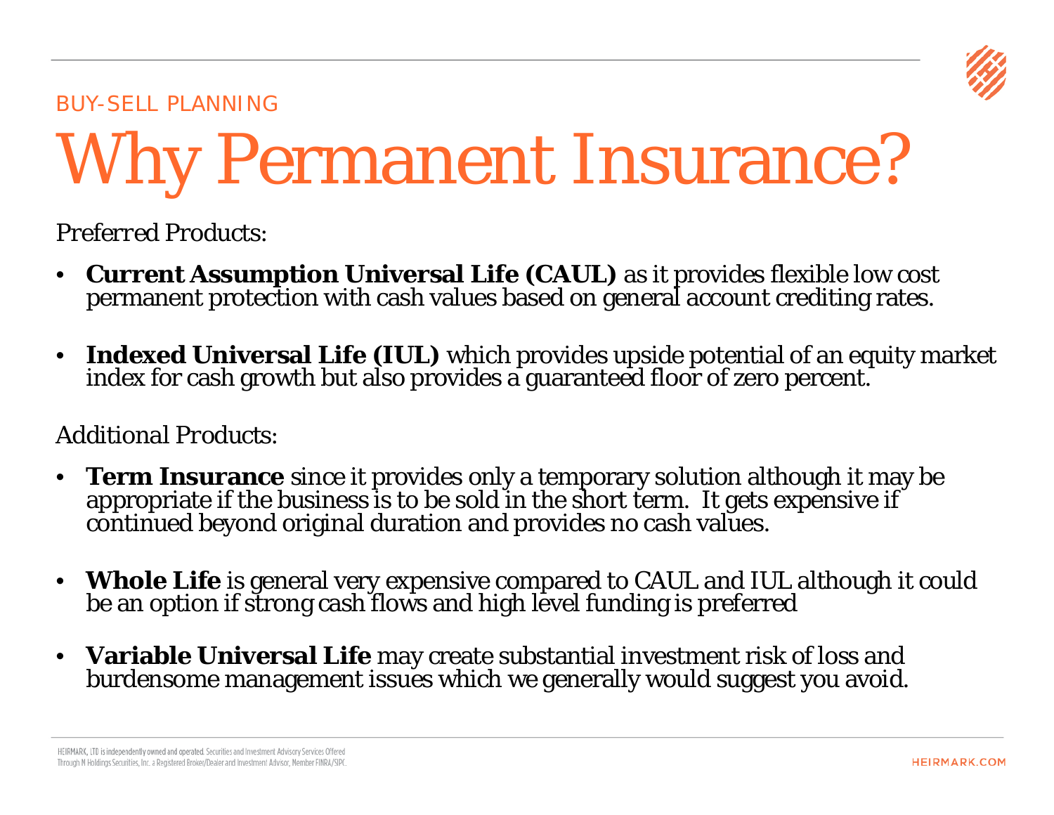BUY-SELL PLANNING

# Why Permanent Insurance?

*Preferred Products:*

- **Current Assumption Universal Life (CAUL)** as it provides flexible low cost permanent protection with cash values based on general account crediting rates.

- **Indexed Universal Life (IUL)** which provides upside potential of an equity market index for cash growth but also provides a guaranteed floor of zero percent.

*Additional Products:*

- **Term Insurance** since it provides only a temporary solution although it may be appropriate if the business is to be sold in the short term. It gets expensive if continued beyond original duration and provides no cash values.

- **Whole Life** is general very expensive compared to CAUL and IUL although it could be an option if strong cash flows and high level funding is preferred

- **Variable Universal Life** may create substantial investment risk of loss and burdensome management issues which we generally would suggest you avoid.

HEIRMARK, LTD is independently owned and operated. Securities and Investment Advisory Services Offered Through M Holdings Securities, Inc. a Registered Broker/Dealer and Investment Advisor, Member FINRA/SIPC.

HEIRMARK.COM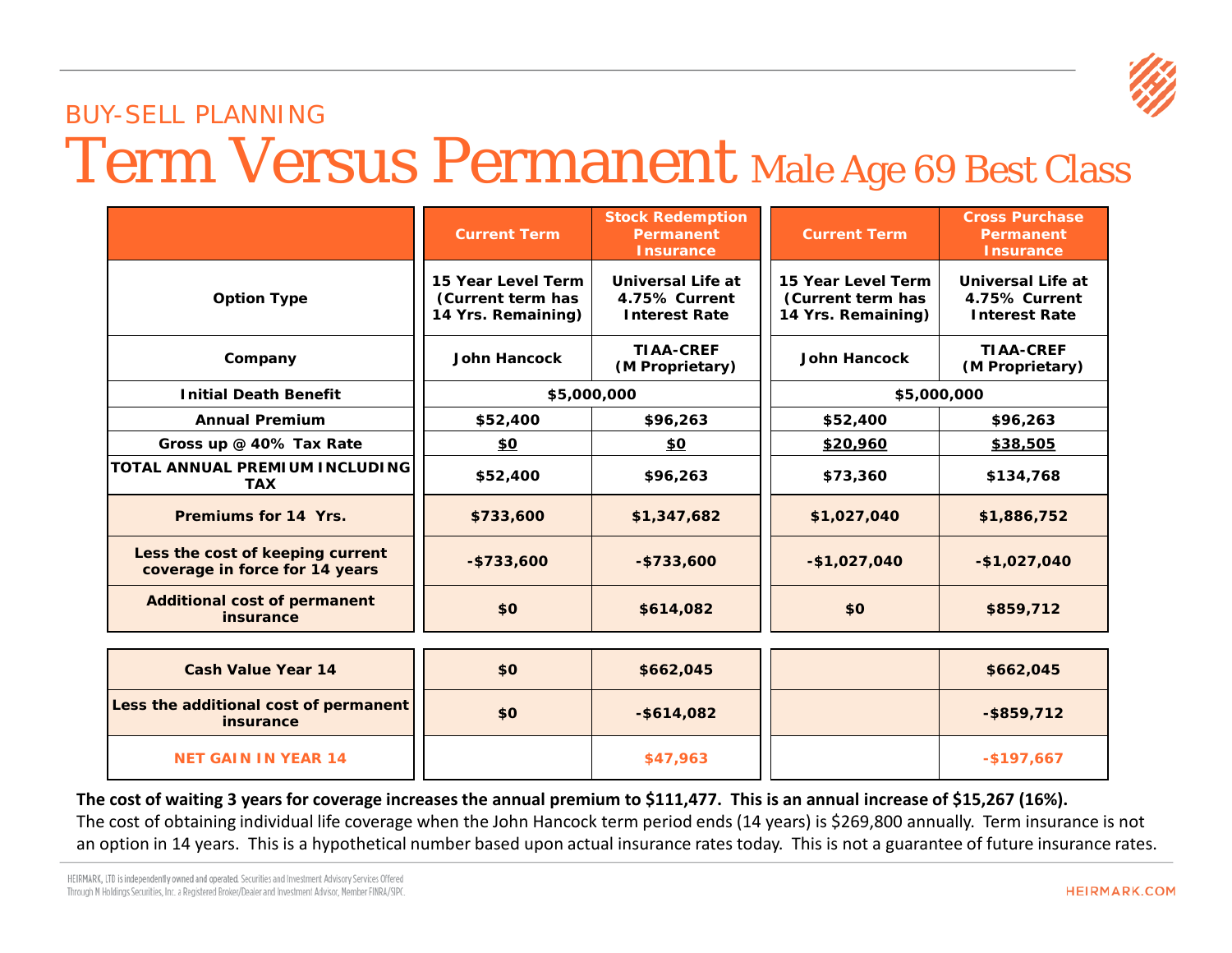BUY-SELL PLANNING

# Term Versus Permanent Male Age 69 Best Class

| | Current Term | Stock Redemption Permanent Insurance | Current Term | Cross Purchase Permanent Insurance |
|---|---|---|---|---|
| **Option Type** | 15 Year Level Term (Current term has 14 Yrs. Remaining) | Universal Life at 4.75% Current Interest Rate | 15 Year Level Term (Current term has 14 Yrs. Remaining) | Universal Life at 4.75% Current Interest Rate |
| **Company** | John Hancock | TIAA-CREF (M Proprietary) | John Hancock | TIAA-CREF (M Proprietary) |
| **Initial Death Benefit** | $5,000,000 | | $5,000,000 | |
| **Annual Premium** | $52,400 | $96,263 | $52,400 | $96,263 |
| **Gross up @ 40% Tax Rate** | $0 | $0 | $20,960 | $38,505 |
| **TOTAL ANNUAL PREMIUM INCLUDING TAX** | $52,400 | $96,263 | $73,360 | $134,768 |
| **Premiums for 14 Yrs.** | $733,600 | $1,347,682 | $1,027,040 | $1,886,752 |
| **Less the cost of keeping current coverage in force for 14 years** | -$733,600 | -$733,600 | -$1,027,040 | -$1,027,040 |
| **Additional cost of permanent insurance** | $0 | $614,082 | $0 | $859,712 |
| **Cash Value Year 14** | $0 | $662,045 | | $662,045 |
| **Less the additional cost of permanent insurance** | $0 | -$614,082 | | -$859,712 |
| **NET GAIN IN YEAR 14** | | $47,963 | | -$197,667 |

**The cost of waiting 3 years for coverage increases the annual premium to $111,477. This is an annual increase of $15,267 (16%).**
The cost of obtaining individual life coverage when the John Hancock term period ends (14 years) is $269,800 annually. Term insurance is not an option in 14 years. This is a hypothetical number based upon actual insurance rates today. This is not a guarantee of future insurance rates.

HEIRMARK, LTD is independently owned and operated. Securities and Investment Advisory Services Offered Through M Holdings Securities, Inc. a Registered Broker/Dealer and Investment Advisor, Member FINRA/SIPC.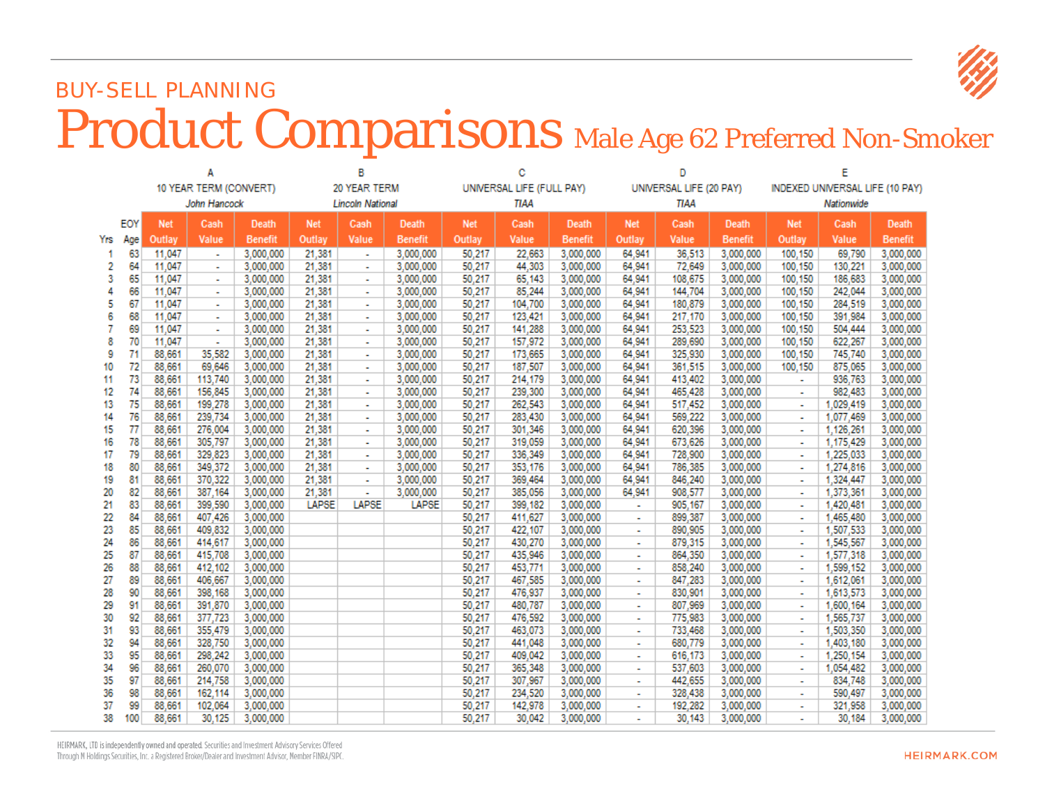BUY-SELL PLANNING

# Product Comparisons Male Age 62 Preferred Non-Smoker

| | | A | | | B | | | C | | | D | | | E | | |
|---|---|---|---|---|---|---|---|---|---|---|---|---|---|---|---|---|
| | | 10 YEAR TERM (CONVERT) *John Hancock* | | | 20 YEAR TERM *Lincoln National* | | | UNIVERSAL LIFE (FULL PAY) *TIAA* | | | UNIVERSAL LIFE (20 PAY) *TIAA* | | | INDEXED UNIVERSAL LIFE (10 PAY) *Nationwide* | | |
| Yrs | EOY Age | Net Outlay | Cash Value | Death Benefit | Net Outlay | Cash Value | Death Benefit | Net Outlay | Cash Value | Death Benefit | Net Outlay | Cash Value | Death Benefit | Net Outlay | Cash Value | Death Benefit |
| 1 | 63 | 11,047 | - | 3,000,000 | 21,381 | - | 3,000,000 | 50,217 | 22,663 | 3,000,000 | 64,941 | 36,513 | 3,000,000 | 100,150 | 69,790 | 3,000,000 |
| 2 | 64 | 11,047 | - | 3,000,000 | 21,381 | - | 3,000,000 | 50,217 | 44,303 | 3,000,000 | 64,941 | 72,649 | 3,000,000 | 100,150 | 130,221 | 3,000,000 |
| 3 | 65 | 11,047 | - | 3,000,000 | 21,381 | - | 3,000,000 | 50,217 | 65,143 | 3,000,000 | 64,941 | 108,675 | 3,000,000 | 100,150 | 186,683 | 3,000,000 |
| 4 | 66 | 11,047 | - | 3,000,000 | 21,381 | - | 3,000,000 | 50,217 | 85,244 | 3,000,000 | 64,941 | 144,704 | 3,000,000 | 100,150 | 242,044 | 3,000,000 |
| 5 | 67 | 11,047 | - | 3,000,000 | 21,381 | - | 3,000,000 | 50,217 | 104,700 | 3,000,000 | 64,941 | 180,879 | 3,000,000 | 100,150 | 284,519 | 3,000,000 |
| 6 | 68 | 11,047 | - | 3,000,000 | 21,381 | - | 3,000,000 | 50,217 | 123,421 | 3,000,000 | 64,941 | 217,170 | 3,000,000 | 100,150 | 391,984 | 3,000,000 |
| 7 | 69 | 11,047 | - | 3,000,000 | 21,381 | - | 3,000,000 | 50,217 | 141,288 | 3,000,000 | 64,941 | 253,523 | 3,000,000 | 100,150 | 504,444 | 3,000,000 |
| 8 | 70 | 11,047 | - | 3,000,000 | 21,381 | - | 3,000,000 | 50,217 | 157,972 | 3,000,000 | 64,941 | 289,690 | 3,000,000 | 100,150 | 622,267 | 3,000,000 |
| 9 | 71 | 88,661 | 35,582 | 3,000,000 | 21,381 | - | 3,000,000 | 50,217 | 173,665 | 3,000,000 | 64,941 | 325,930 | 3,000,000 | 100,150 | 745,740 | 3,000,000 |
| 10 | 72 | 88,661 | 69,646 | 3,000,000 | 21,381 | - | 3,000,000 | 50,217 | 187,507 | 3,000,000 | 64,941 | 361,515 | 3,000,000 | 100,150 | 875,065 | 3,000,000 |
| 11 | 73 | 88,661 | 113,740 | 3,000,000 | 21,381 | - | 3,000,000 | 50,217 | 214,179 | 3,000,000 | 64,941 | 413,402 | 3,000,000 | - | 936,763 | 3,000,000 |
| 12 | 74 | 88,661 | 156,845 | 3,000,000 | 21,381 | - | 3,000,000 | 50,217 | 239,300 | 3,000,000 | 64,941 | 465,428 | 3,000,000 | - | 982,483 | 3,000,000 |
| 13 | 75 | 88,661 | 199,278 | 3,000,000 | 21,381 | - | 3,000,000 | 50,217 | 262,543 | 3,000,000 | 64,941 | 517,452 | 3,000,000 | - | 1,029,419 | 3,000,000 |
| 14 | 76 | 88,661 | 239,734 | 3,000,000 | 21,381 | - | 3,000,000 | 50,217 | 283,430 | 3,000,000 | 64,941 | 569,222 | 3,000,000 | - | 1,077,469 | 3,000,000 |
| 15 | 77 | 88,661 | 276,004 | 3,000,000 | 21,381 | - | 3,000,000 | 50,217 | 301,346 | 3,000,000 | 64,941 | 620,396 | 3,000,000 | - | 1,126,261 | 3,000,000 |
| 16 | 78 | 88,661 | 305,797 | 3,000,000 | 21,381 | - | 3,000,000 | 50,217 | 319,059 | 3,000,000 | 64,941 | 673,626 | 3,000,000 | - | 1,175,429 | 3,000,000 |
| 17 | 79 | 88,661 | 329,823 | 3,000,000 | 21,381 | - | 3,000,000 | 50,217 | 336,349 | 3,000,000 | 64,941 | 728,900 | 3,000,000 | - | 1,225,033 | 3,000,000 |
| 18 | 80 | 88,661 | 349,372 | 3,000,000 | 21,381 | - | 3,000,000 | 50,217 | 353,176 | 3,000,000 | 64,941 | 786,385 | 3,000,000 | - | 1,274,816 | 3,000,000 |
| 19 | 81 | 88,661 | 370,322 | 3,000,000 | 21,381 | - | 3,000,000 | 50,217 | 369,464 | 3,000,000 | 64,941 | 846,240 | 3,000,000 | - | 1,324,447 | 3,000,000 |
| 20 | 82 | 88,661 | 387,164 | 3,000,000 | 21,381 | - | 3,000,000 | 50,217 | 385,056 | 3,000,000 | 64,941 | 908,577 | 3,000,000 | - | 1,373,361 | 3,000,000 |
| 21 | 83 | 88,661 | 399,590 | 3,000,000 | LAPSE | LAPSE | LAPSE | 50,217 | 399,182 | 3,000,000 | - | 905,167 | 3,000,000 | - | 1,420,481 | 3,000,000 |
| 22 | 84 | 88,661 | 407,426 | 3,000,000 | | | | 50,217 | 411,627 | 3,000,000 | - | 899,387 | 3,000,000 | - | 1,465,480 | 3,000,000 |
| 23 | 85 | 88,661 | 409,832 | 3,000,000 | | | | 50,217 | 422,107 | 3,000,000 | - | 890,905 | 3,000,000 | - | 1,507,533 | 3,000,000 |
| 24 | 86 | 88,661 | 414,617 | 3,000,000 | | | | 50,217 | 430,270 | 3,000,000 | - | 879,315 | 3,000,000 | - | 1,545,567 | 3,000,000 |
| 25 | 87 | 88,661 | 415,708 | 3,000,000 | | | | 50,217 | 435,946 | 3,000,000 | - | 864,350 | 3,000,000 | - | 1,577,318 | 3,000,000 |
| 26 | 88 | 88,661 | 412,102 | 3,000,000 | | | | 50,217 | 453,771 | 3,000,000 | - | 858,240 | 3,000,000 | - | 1,599,152 | 3,000,000 |
| 27 | 89 | 88,661 | 406,667 | 3,000,000 | | | | 50,217 | 467,585 | 3,000,000 | - | 847,283 | 3,000,000 | - | 1,612,061 | 3,000,000 |
| 28 | 90 | 88,661 | 398,168 | 3,000,000 | | | | 50,217 | 476,937 | 3,000,000 | - | 830,901 | 3,000,000 | - | 1,613,573 | 3,000,000 |
| 29 | 91 | 88,661 | 391,870 | 3,000,000 | | | | 50,217 | 480,787 | 3,000,000 | - | 807,969 | 3,000,000 | - | 1,600,164 | 3,000,000 |
| 30 | 92 | 88,661 | 377,723 | 3,000,000 | | | | 50,217 | 476,592 | 3,000,000 | - | 775,983 | 3,000,000 | - | 1,565,737 | 3,000,000 |
| 31 | 93 | 88,661 | 355,479 | 3,000,000 | | | | 50,217 | 463,073 | 3,000,000 | - | 733,468 | 3,000,000 | - | 1,503,350 | 3,000,000 |
| 32 | 94 | 88,661 | 328,750 | 3,000,000 | | | | 50,217 | 441,048 | 3,000,000 | - | 680,779 | 3,000,000 | - | 1,403,180 | 3,000,000 |
| 33 | 95 | 88,661 | 298,242 | 3,000,000 | | | | 50,217 | 409,042 | 3,000,000 | - | 616,173 | 3,000,000 | - | 1,250,154 | 3,000,000 |
| 34 | 96 | 88,661 | 260,070 | 3,000,000 | | | | 50,217 | 365,348 | 3,000,000 | - | 537,603 | 3,000,000 | - | 1,054,482 | 3,000,000 |
| 35 | 97 | 88,661 | 214,758 | 3,000,000 | | | | 50,217 | 307,967 | 3,000,000 | - | 442,655 | 3,000,000 | - | 834,748 | 3,000,000 |
| 36 | 98 | 88,661 | 162,114 | 3,000,000 | | | | 50,217 | 234,520 | 3,000,000 | - | 328,438 | 3,000,000 | - | 590,497 | 3,000,000 |
| 37 | 99 | 88,661 | 102,064 | 3,000,000 | | | | 50,217 | 142,978 | 3,000,000 | - | 192,282 | 3,000,000 | - | 321,958 | 3,000,000 |
| 38 | 100 | 88,661 | 30,125 | 3,000,000 | | | | 50,217 | 30,042 | 3,000,000 | - | 30,143 | 3,000,000 | - | 30,184 | 3,000,000 |

HEIRMARK, LTD is independently owned and operated. Securities and Investment Advisory Services Offered Through M Holdings Securities, Inc. a Registered Broker/Dealer and Investment Advisor, Member FINRA/SIPC.

HEIRMARK.COM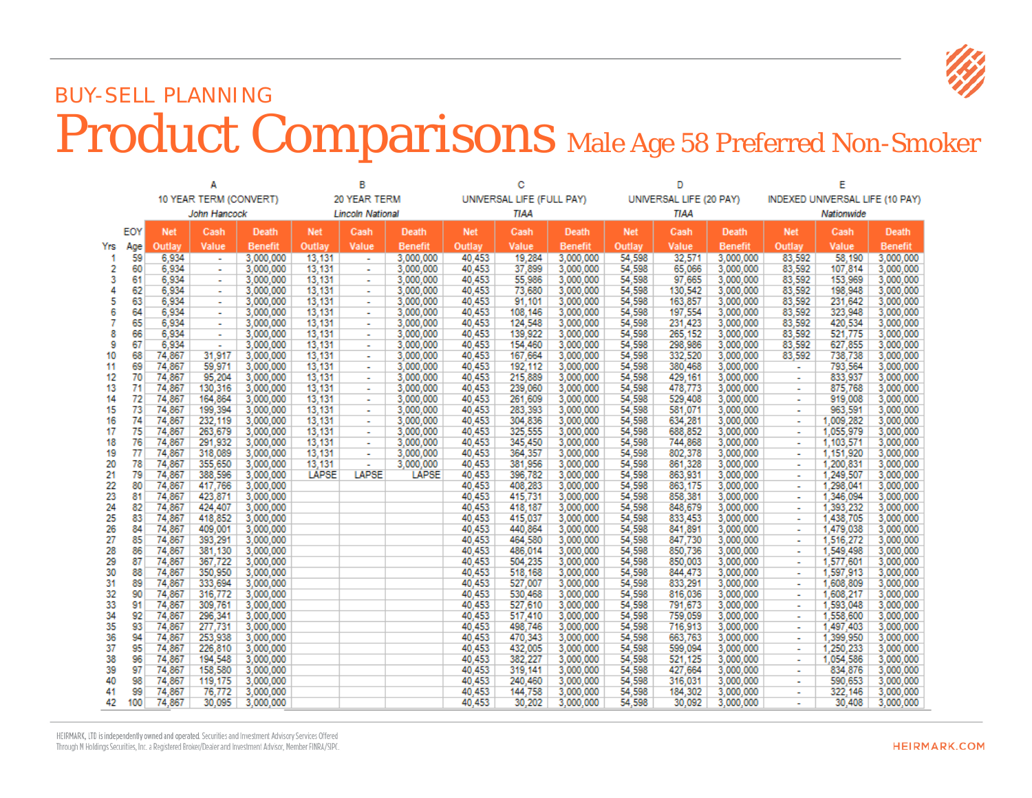BUY-SELL PLANNING

# Product Comparisons Male Age 58 Preferred Non-Smoker

| | | A | | | B | | | C | | | D | | | E | | |
|---|---|---|---|---|---|---|---|---|---|---|---|---|---|---|---|---|
| | | 10 YEAR TERM (CONVERT) | | | 20 YEAR TERM | | | UNIVERSAL LIFE (FULL PAY) | | | UNIVERSAL LIFE (20 PAY) | | | INDEXED UNIVERSAL LIFE (10 PAY) | | |
| | | *John Hancock* | | | *Lincoln National* | | | *TIAA* | | | *TIAA* | | | *Nationwide* | | |
| Yrs | EOY Age | Net Outlay | Cash Value | Death Benefit | Net Outlay | Cash Value | Death Benefit | Net Outlay | Cash Value | Death Benefit | Net Outlay | Cash Value | Death Benefit | Net Outlay | Cash Value | Death Benefit |
| 1 | 59 | 6,934 | - | 3,000,000 | 13,131 | - | 3,000,000 | 40,453 | 19,284 | 3,000,000 | 54,598 | 32,571 | 3,000,000 | 83,592 | 58,190 | 3,000,000 |
| 2 | 60 | 6,934 | - | 3,000,000 | 13,131 | - | 3,000,000 | 40,453 | 37,899 | 3,000,000 | 54,598 | 65,066 | 3,000,000 | 83,592 | 107,814 | 3,000,000 |
| 3 | 61 | 6,934 | - | 3,000,000 | 13,131 | - | 3,000,000 | 40,453 | 55,986 | 3,000,000 | 54,598 | 97,665 | 3,000,000 | 83,592 | 153,969 | 3,000,000 |
| 4 | 62 | 6,934 | - | 3,000,000 | 13,131 | - | 3,000,000 | 40,453 | 73,680 | 3,000,000 | 54,598 | 130,542 | 3,000,000 | 83,592 | 198,948 | 3,000,000 |
| 5 | 63 | 6,934 | - | 3,000,000 | 13,131 | - | 3,000,000 | 40,453 | 91,101 | 3,000,000 | 54,598 | 163,857 | 3,000,000 | 83,592 | 231,642 | 3,000,000 |
| 6 | 64 | 6,934 | - | 3,000,000 | 13,131 | - | 3,000,000 | 40,453 | 108,146 | 3,000,000 | 54,598 | 197,554 | 3,000,000 | 83,592 | 323,948 | 3,000,000 |
| 7 | 65 | 6,934 | - | 3,000,000 | 13,131 | - | 3,000,000 | 40,453 | 124,548 | 3,000,000 | 54,598 | 231,423 | 3,000,000 | 83,592 | 420,534 | 3,000,000 |
| 8 | 66 | 6,934 | - | 3,000,000 | 13,131 | - | 3,000,000 | 40,453 | 139,922 | 3,000,000 | 54,598 | 265,152 | 3,000,000 | 83,592 | 521,775 | 3,000,000 |
| 9 | 67 | 6,934 | - | 3,000,000 | 13,131 | - | 3,000,000 | 40,453 | 154,460 | 3,000,000 | 54,598 | 298,986 | 3,000,000 | 83,592 | 627,855 | 3,000,000 |
| 10 | 68 | 74,867 | 31,917 | 3,000,000 | 13,131 | - | 3,000,000 | 40,453 | 167,664 | 3,000,000 | 54,598 | 332,520 | 3,000,000 | 83,592 | 738,738 | 3,000,000 |
| 11 | 69 | 74,867 | 59,971 | 3,000,000 | 13,131 | - | 3,000,000 | 40,453 | 192,112 | 3,000,000 | 54,598 | 380,468 | 3,000,000 | - | 793,564 | 3,000,000 |
| 12 | 70 | 74,867 | 95,204 | 3,000,000 | 13,131 | - | 3,000,000 | 40,453 | 215,889 | 3,000,000 | 54,598 | 429,161 | 3,000,000 | - | 833,937 | 3,000,000 |
| 13 | 71 | 74,867 | 130,316 | 3,000,000 | 13,131 | - | 3,000,000 | 40,453 | 239,060 | 3,000,000 | 54,598 | 478,773 | 3,000,000 | - | 875,768 | 3,000,000 |
| 14 | 72 | 74,867 | 164,864 | 3,000,000 | 13,131 | - | 3,000,000 | 40,453 | 261,609 | 3,000,000 | 54,598 | 529,408 | 3,000,000 | - | 919,008 | 3,000,000 |
| 15 | 73 | 74,867 | 199,394 | 3,000,000 | 13,131 | - | 3,000,000 | 40,453 | 283,393 | 3,000,000 | 54,598 | 581,071 | 3,000,000 | - | 963,591 | 3,000,000 |
| 16 | 74 | 74,867 | 232,119 | 3,000,000 | 13,131 | - | 3,000,000 | 40,453 | 304,836 | 3,000,000 | 54,598 | 634,281 | 3,000,000 | - | 1,009,282 | 3,000,000 |
| 17 | 75 | 74,867 | 263,679 | 3,000,000 | 13,131 | - | 3,000,000 | 40,453 | 325,555 | 3,000,000 | 54,598 | 688,852 | 3,000,000 | - | 1,055,979 | 3,000,000 |
| 18 | 76 | 74,867 | 291,932 | 3,000,000 | 13,131 | - | 3,000,000 | 40,453 | 345,450 | 3,000,000 | 54,598 | 744,868 | 3,000,000 | - | 1,103,571 | 3,000,000 |
| 19 | 77 | 74,867 | 318,089 | 3,000,000 | 13,131 | - | 3,000,000 | 40,453 | 364,357 | 3,000,000 | 54,598 | 802,378 | 3,000,000 | - | 1,151,920 | 3,000,000 |
| 20 | 78 | 74,867 | 355,650 | 3,000,000 | 13,131 | - | 3,000,000 | 40,453 | 381,956 | 3,000,000 | 54,598 | 861,328 | 3,000,000 | - | 1,200,831 | 3,000,000 |
| 21 | 79 | 74,867 | 388,596 | 3,000,000 | LAPSE | LAPSE | LAPSE | 40,453 | 396,782 | 3,000,000 | 54,598 | 863,931 | 3,000,000 | - | 1,249,507 | 3,000,000 |
| 22 | 80 | 74,867 | 417,766 | 3,000,000 | | | | 40,453 | 408,283 | 3,000,000 | 54,598 | 863,175 | 3,000,000 | - | 1,298,041 | 3,000,000 |
| 23 | 81 | 74,867 | 423,871 | 3,000,000 | | | | 40,453 | 415,731 | 3,000,000 | 54,598 | 858,381 | 3,000,000 | - | 1,346,094 | 3,000,000 |
| 24 | 82 | 74,867 | 424,407 | 3,000,000 | | | | 40,453 | 418,187 | 3,000,000 | 54,598 | 848,679 | 3,000,000 | - | 1,393,232 | 3,000,000 |
| 25 | 83 | 74,867 | 418,852 | 3,000,000 | | | | 40,453 | 415,037 | 3,000,000 | 54,598 | 833,453 | 3,000,000 | - | 1,438,705 | 3,000,000 |
| 26 | 84 | 74,867 | 409,001 | 3,000,000 | | | | 40,453 | 440,864 | 3,000,000 | 54,598 | 841,891 | 3,000,000 | - | 1,479,038 | 3,000,000 |
| 27 | 85 | 74,867 | 393,291 | 3,000,000 | | | | 40,453 | 464,580 | 3,000,000 | 54,598 | 847,730 | 3,000,000 | - | 1,516,272 | 3,000,000 |
| 28 | 86 | 74,867 | 381,130 | 3,000,000 | | | | 40,453 | 486,014 | 3,000,000 | 54,598 | 850,736 | 3,000,000 | - | 1,549,498 | 3,000,000 |
| 29 | 87 | 74,867 | 367,722 | 3,000,000 | | | | 40,453 | 504,235 | 3,000,000 | 54,598 | 850,003 | 3,000,000 | - | 1,577,601 | 3,000,000 |
| 30 | 88 | 74,867 | 350,950 | 3,000,000 | | | | 40,453 | 518,168 | 3,000,000 | 54,598 | 844,473 | 3,000,000 | - | 1,597,913 | 3,000,000 |
| 31 | 89 | 74,867 | 333,694 | 3,000,000 | | | | 40,453 | 527,007 | 3,000,000 | 54,598 | 833,291 | 3,000,000 | - | 1,608,809 | 3,000,000 |
| 32 | 90 | 74,867 | 316,772 | 3,000,000 | | | | 40,453 | 530,468 | 3,000,000 | 54,598 | 816,036 | 3,000,000 | - | 1,608,217 | 3,000,000 |
| 33 | 91 | 74,867 | 309,761 | 3,000,000 | | | | 40,453 | 527,610 | 3,000,000 | 54,598 | 791,673 | 3,000,000 | - | 1,593,048 | 3,000,000 |
| 34 | 92 | 74,867 | 296,341 | 3,000,000 | | | | 40,453 | 517,410 | 3,000,000 | 54,598 | 759,059 | 3,000,000 | - | 1,558,600 | 3,000,000 |
| 35 | 93 | 74,867 | 277,731 | 3,000,000 | | | | 40,453 | 498,746 | 3,000,000 | 54,598 | 716,913 | 3,000,000 | - | 1,497,403 | 3,000,000 |
| 36 | 94 | 74,867 | 253,938 | 3,000,000 | | | | 40,453 | 470,343 | 3,000,000 | 54,598 | 663,763 | 3,000,000 | - | 1,399,950 | 3,000,000 |
| 37 | 95 | 74,867 | 226,810 | 3,000,000 | | | | 40,453 | 432,005 | 3,000,000 | 54,598 | 599,094 | 3,000,000 | - | 1,250,233 | 3,000,000 |
| 38 | 96 | 74,867 | 194,548 | 3,000,000 | | | | 40,453 | 382,227 | 3,000,000 | 54,598 | 521,125 | 3,000,000 | - | 1,054,586 | 3,000,000 |
| 39 | 97 | 74,867 | 158,580 | 3,000,000 | | | | 40,453 | 319,141 | 3,000,000 | 54,598 | 427,664 | 3,000,000 | - | 834,876 | 3,000,000 |
| 40 | 98 | 74,867 | 119,175 | 3,000,000 | | | | 40,453 | 240,460 | 3,000,000 | 54,598 | 316,031 | 3,000,000 | - | 590,653 | 3,000,000 |
| 41 | 99 | 74,867 | 76,772 | 3,000,000 | | | | 40,453 | 144,758 | 3,000,000 | 54,598 | 184,302 | 3,000,000 | - | 322,146 | 3,000,000 |
| 42 | 100 | 74,867 | 30,095 | 3,000,000 | | | | 40,453 | 30,202 | 3,000,000 | 54,598 | 30,092 | 3,000,000 | - | 30,408 | 3,000,000 |

HEIRMARK, LTD is independently owned and operated. Securities and Investment Advisory Services Offered Through M Holdings Securities, Inc. a Registered Broker/Dealer and Investment Advisor, Member FINRA/SIPC.

HEIRMARK.COM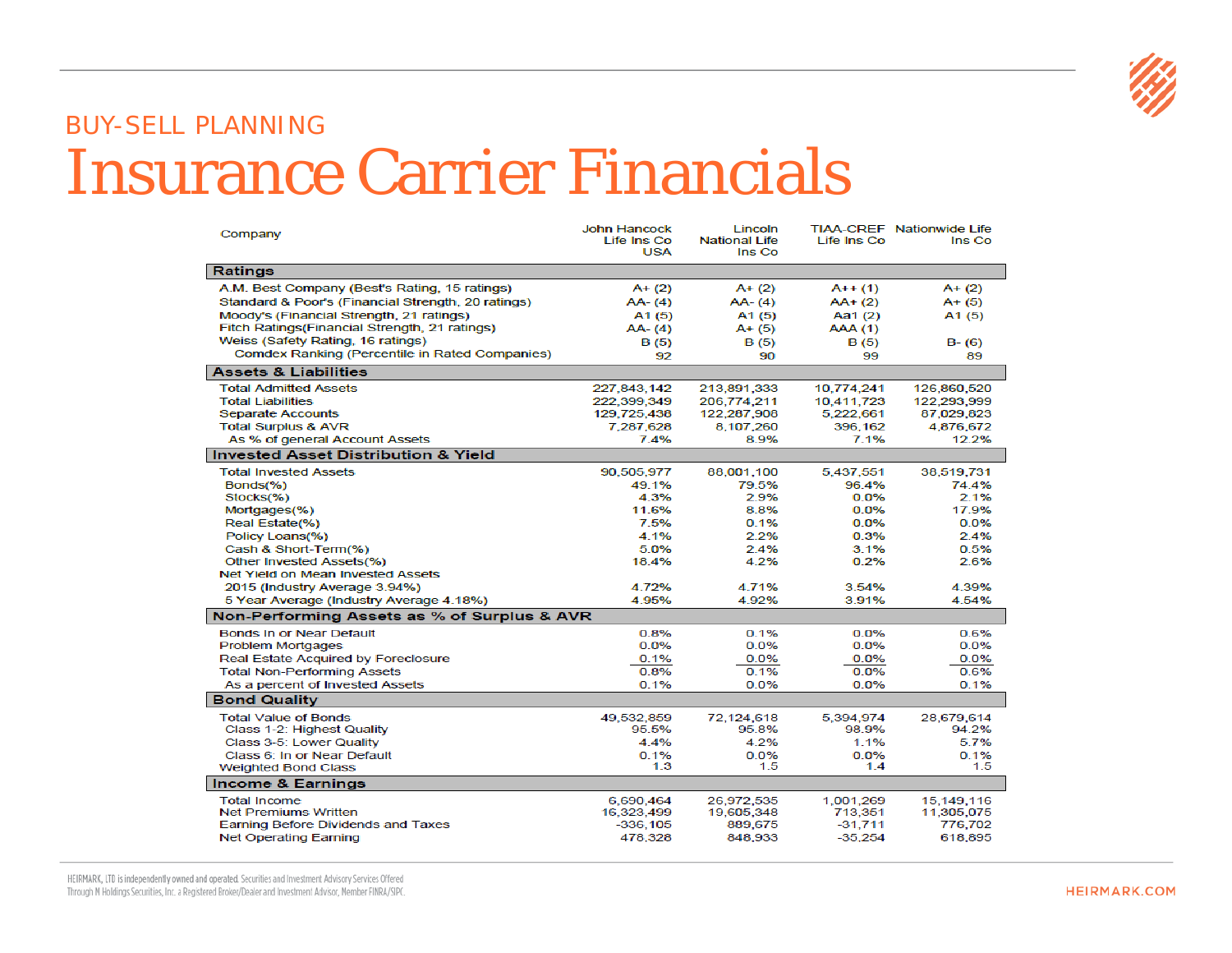BUY-SELL PLANNING

# Insurance Carrier Financials

| Company | John Hancock Life Ins Co USA | Lincoln National Life Ins Co | TIAA-CREF Life Ins Co | Nationwide Life Ins Co |
|---|---|---|---|---|
| **Ratings** | | | | |
| A.M. Best Company (Best's Rating, 15 ratings) | A+ (2) | A+ (2) | A++ (1) | A+ (2) |
| Standard & Poor's (Financial Strength, 20 ratings) | AA- (4) | AA- (4) | AA+ (2) | A+ (5) |
| Moody's (Financial Strength, 21 ratings) | A1 (5) | A1 (5) | Aa1 (2) | A1 (5) |
| Fitch Ratings(Financial Strength, 21 ratings) | AA- (4) | A+ (5) | AAA (1) | |
| Weiss (Safety Rating, 16 ratings) | B (5) | B (5) | B (5) | B- (6) |
| Comdex Ranking (Percentile in Rated Companies) | 92 | 90 | 99 | 89 |
| **Assets & Liabilities** | | | | |
| Total Admitted Assets | 227,843,142 | 213,891,333 | 10,774,241 | 126,860,520 |
| Total Liabilities | 222,399,349 | 206,774,211 | 10,411,723 | 122,293,999 |
| Separate Accounts | 129,725,438 | 122,287,908 | 5,222,661 | 87,029,823 |
| Total Surplus & AVR | 7,287,628 | 8,107,260 | 396,162 | 4,876,672 |
| As % of general Account Assets | 7.4% | 8.9% | 7.1% | 12.2% |
| **Invested Asset Distribution & Yield** | | | | |
| Total Invested Assets | 90,505,977 | 88,001,100 | 5,437,551 | 38,519,731 |
| Bonds(%) | 49.1% | 79.5% | 96.4% | 74.4% |
| Stocks(%) | 4.3% | 2.9% | 0.0% | 2.1% |
| Mortgages(%) | 11.6% | 8.8% | 0.0% | 17.9% |
| Real Estate(%) | 7.5% | 0.1% | 0.0% | 0.0% |
| Policy Loans(%) | 4.1% | 2.2% | 0.3% | 2.4% |
| Cash & Short-Term(%) | 5.0% | 2.4% | 3.1% | 0.5% |
| Other Invested Assets(%) | 18.4% | 4.2% | 0.2% | 2.6% |
| Net Yield on Mean Invested Assets | | | | |
| 2015 (Industry Average 3.94%) | 4.72% | 4.71% | 3.54% | 4.39% |
| 5 Year Average (Industry Average 4.18%) | 4.95% | 4.92% | 3.91% | 4.54% |
| **Non-Performing Assets as % of Surplus & AVR** | | | | |
| Bonds In or Near Default | 0.8% | 0.1% | 0.0% | 0.6% |
| Problem Mortgages | 0.0% | 0.0% | 0.0% | 0.0% |
| Real Estate Acquired by Foreclosure | 0.1% | 0.0% | 0.0% | 0.0% |
| Total Non-Performing Assets | 0.8% | 0.1% | 0.0% | 0.6% |
| As a percent of Invested Assets | 0.1% | 0.0% | 0.0% | 0.1% |
| **Bond Quality** | | | | |
| Total Value of Bonds | 49,532,859 | 72,124,618 | 5,394,974 | 28,679,614 |
| Class 1-2: Highest Quality | 95.5% | 95.8% | 98.9% | 94.2% |
| Class 3-5: Lower Quality | 4.4% | 4.2% | 1.1% | 5.7% |
| Class 6: In or Near Default | 0.1% | 0.0% | 0.0% | 0.1% |
| Weighted Bond Class | 1.3 | 1.5 | 1.4 | 1.5 |
| **Income & Earnings** | | | | |
| Total Income | 6,690,464 | 26,972,535 | 1,001,269 | 15,149,116 |
| Net Premiums Written | 16,323,499 | 19,605,348 | 713,351 | 11,305,075 |
| Earning Before Dividends and Taxes | -336,105 | 889,675 | -31,711 | 776,702 |
| Net Operating Earning | 478,328 | 848,933 | -35,254 | 618,895 |

HEIRMARK, LTD is independently owned and operated. Securities and Investment Advisory Services Offered Through M Holdings Securities, Inc. a Registered Broker/Dealer and Investment Advisor, Member FINRA/SIPC.

HEIRMARK.COM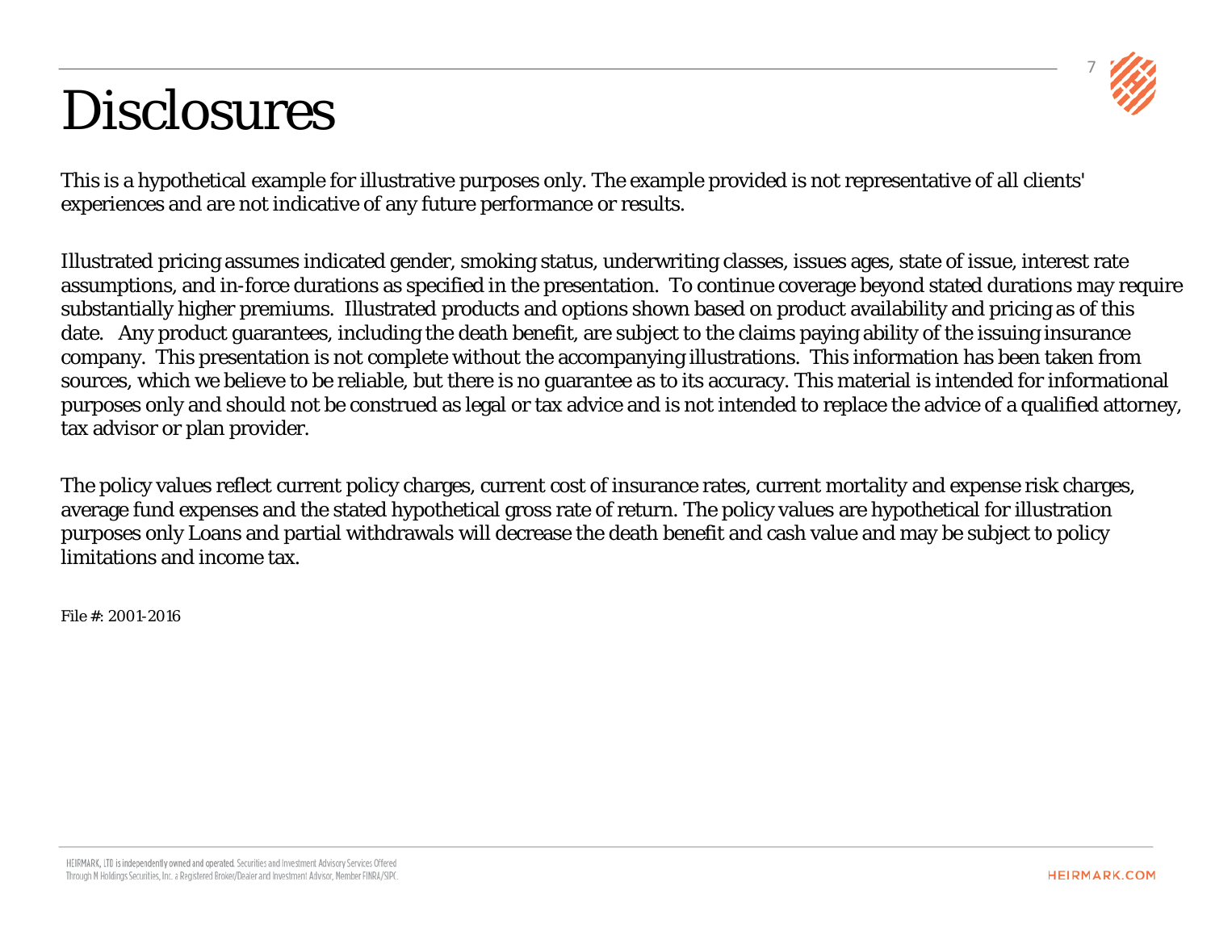# Disclosures

This is a hypothetical example for illustrative purposes only. The example provided is not representative of all clients' experiences and are not indicative of any future performance or results.

Illustrated pricing assumes indicated gender, smoking status, underwriting classes, issues ages, state of issue, interest rate assumptions, and in-force durations as specified in the presentation. To continue coverage beyond stated durations may require substantially higher premiums. Illustrated products and options shown based on product availability and pricing as of this date. Any product guarantees, including the death benefit, are subject to the claims paying ability of the issuing insurance company. This presentation is not complete without the accompanying illustrations. This information has been taken from sources, which we believe to be reliable, but there is no guarantee as to its accuracy. This material is intended for informational purposes only and should not be construed as legal or tax advice and is not intended to replace the advice of a qualified attorney, tax advisor or plan provider.

The policy values reflect current policy charges, current cost of insurance rates, current mortality and expense risk charges, average fund expenses and the stated hypothetical gross rate of return. The policy values are hypothetical for illustration purposes only Loans and partial withdrawals will decrease the death benefit and cash value and may be subject to policy limitations and income tax.

File #: 2001-2016

HEIRMARK, LTD is independently owned and operated. Securities and Investment Advisory Services Offered Through M Holdings Securities, Inc. a Registered Broker/Dealer and Investment Advisor, Member FINRA/SIPC.

HEIRMARK.COM